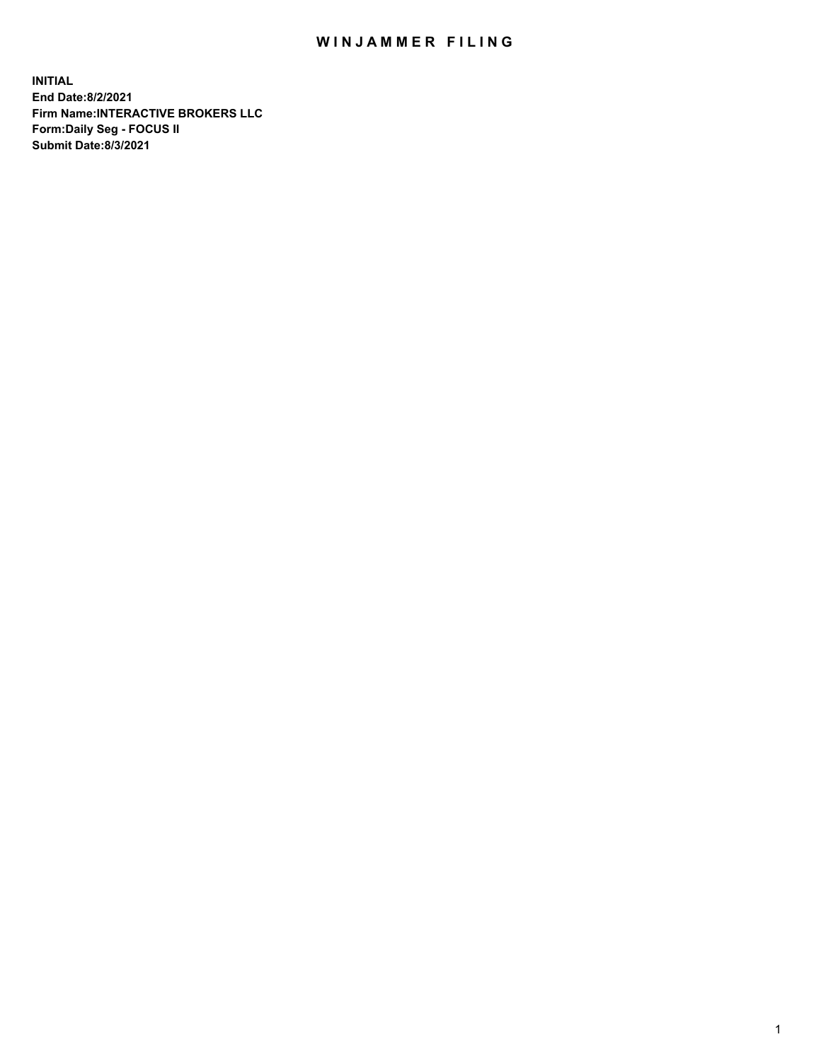# WINJAMMER FILING

**INITIAL**
**End Date:8/2/2021**
**Firm Name:INTERACTIVE BROKERS LLC**
**Form:Daily Seg - FOCUS II**
**Submit Date:8/3/2021**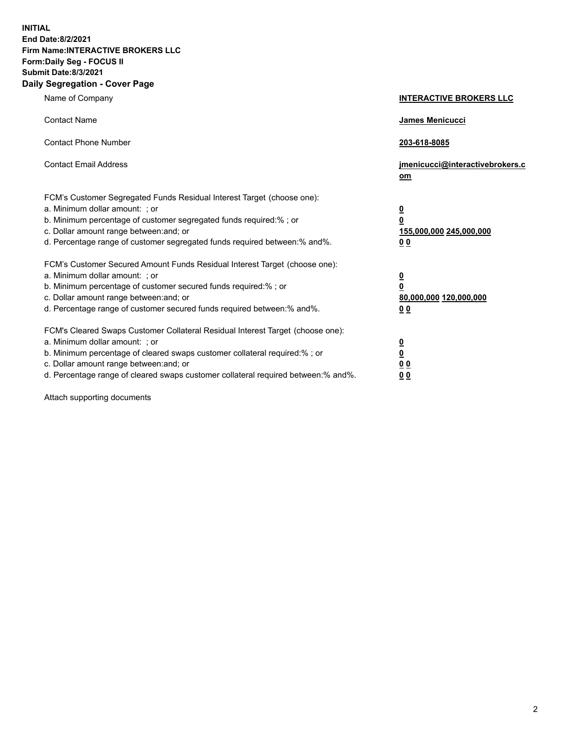**INITIAL**
**End Date:8/2/2021**
**Firm Name:INTERACTIVE BROKERS LLC**
**Form:Daily Seg - FOCUS II**
**Submit Date:8/3/2021**
**Daily Segregation - Cover Page**

| | |
|---|---|
| Name of Company | **INTERACTIVE BROKERS LLC** |
| Contact Name | **James Menicucci** |
| Contact Phone Number | **203-618-8085** |
| Contact Email Address | **jmenicucci@interactivebrokers.com** |
| FCM's Customer Segregated Funds Residual Interest Target (choose one): | |
| a. Minimum dollar amount: ; or | **0** |
| b. Minimum percentage of customer segregated funds required:% ; or | **0** |
| c. Dollar amount range between:and; or | **155,000,000 245,000,000** |
| d. Percentage range of customer segregated funds required between:% and%. | **0 0** |
| FCM's Customer Secured Amount Funds Residual Interest Target (choose one): | |
| a. Minimum dollar amount: ; or | **0** |
| b. Minimum percentage of customer secured funds required:% ; or | **0** |
| c. Dollar amount range between:and; or | **80,000,000 120,000,000** |
| d. Percentage range of customer secured funds required between:% and%. | **0 0** |
| FCM's Cleared Swaps Customer Collateral Residual Interest Target (choose one): | |
| a. Minimum dollar amount: ; or | **0** |
| b. Minimum percentage of cleared swaps customer collateral required:% ; or | **0** |
| c. Dollar amount range between:and; or | **0 0** |
| d. Percentage range of cleared swaps customer collateral required between:% and%. | **0 0** |

Attach supporting documents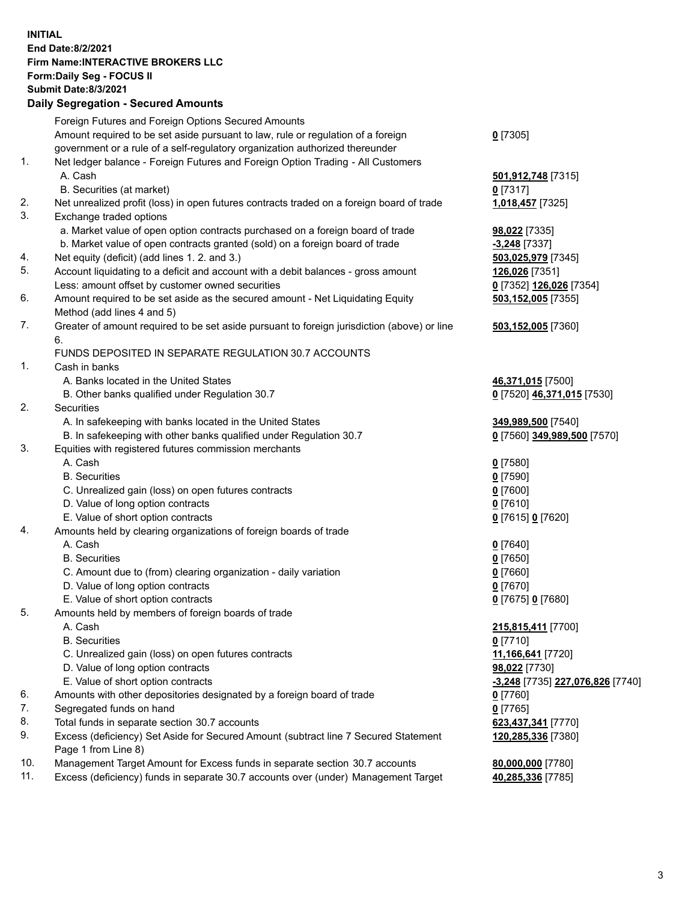**INITIAL**
**End Date:8/2/2021**
**Firm Name:INTERACTIVE BROKERS LLC**
**Form:Daily Seg - FOCUS II**
**Submit Date:8/3/2021**

## Daily Segregation - Secured Amounts

| | | |
|---|---|---|
| | Foreign Futures and Foreign Options Secured Amounts | |
| | Amount required to be set aside pursuant to law, rule or regulation of a foreign government or a rule of a self-regulatory organization authorized thereunder | **0** [7305] |
| 1. | Net ledger balance - Foreign Futures and Foreign Option Trading - All Customers | |
| | A. Cash | **501,912,748** [7315] |
| | B. Securities (at market) | **0** [7317] |
| 2. | Net unrealized profit (loss) in open futures contracts traded on a foreign board of trade | **1,018,457** [7325] |
| 3. | Exchange traded options | |
| | a. Market value of open option contracts purchased on a foreign board of trade | **98,022** [7335] |
| | b. Market value of open contracts granted (sold) on a foreign board of trade | **-3,248** [7337] |
| 4. | Net equity (deficit) (add lines 1. 2. and 3.) | **503,025,979** [7345] |
| 5. | Account liquidating to a deficit and account with a debit balances - gross amount | **126,026** [7351] |
| | Less: amount offset by customer owned securities | **0** [7352] **126,026** [7354] |
| 6. | Amount required to be set aside as the secured amount - Net Liquidating Equity Method (add lines 4 and 5) | **503,152,005** [7355] |
| 7. | Greater of amount required to be set aside pursuant to foreign jurisdiction (above) or line 6. | **503,152,005** [7360] |
| | FUNDS DEPOSITED IN SEPARATE REGULATION 30.7 ACCOUNTS | |
| 1. | Cash in banks | |
| | A. Banks located in the United States | **46,371,015** [7500] |
| | B. Other banks qualified under Regulation 30.7 | **0** [7520] **46,371,015** [7530] |
| 2. | Securities | |
| | A. In safekeeping with banks located in the United States | **349,989,500** [7540] |
| | B. In safekeeping with other banks qualified under Regulation 30.7 | **0** [7560] **349,989,500** [7570] |
| 3. | Equities with registered futures commission merchants | |
| | A. Cash | **0** [7580] |
| | B. Securities | **0** [7590] |
| | C. Unrealized gain (loss) on open futures contracts | **0** [7600] |
| | D. Value of long option contracts | **0** [7610] |
| | E. Value of short option contracts | **0** [7615] **0** [7620] |
| 4. | Amounts held by clearing organizations of foreign boards of trade | |
| | A. Cash | **0** [7640] |
| | B. Securities | **0** [7650] |
| | C. Amount due to (from) clearing organization - daily variation | **0** [7660] |
| | D. Value of long option contracts | **0** [7670] |
| | E. Value of short option contracts | **0** [7675] **0** [7680] |
| 5. | Amounts held by members of foreign boards of trade | |
| | A. Cash | **215,815,411** [7700] |
| | B. Securities | **0** [7710] |
| | C. Unrealized gain (loss) on open futures contracts | **11,166,641** [7720] |
| | D. Value of long option contracts | **98,022** [7730] |
| | E. Value of short option contracts | **-3,248** [7735] **227,076,826** [7740] |
| 6. | Amounts with other depositories designated by a foreign board of trade | **0** [7760] |
| 7. | Segregated funds on hand | **0** [7765] |
| 8. | Total funds in separate section 30.7 accounts | **623,437,341** [7770] |
| 9. | Excess (deficiency) Set Aside for Secured Amount (subtract line 7 Secured Statement Page 1 from Line 8) | **120,285,336** [7380] |
| 10. | Management Target Amount for Excess funds in separate section 30.7 accounts | **80,000,000** [7780] |
| 11. | Excess (deficiency) funds in separate 30.7 accounts over (under) Management Target | **40,285,336** [7785] |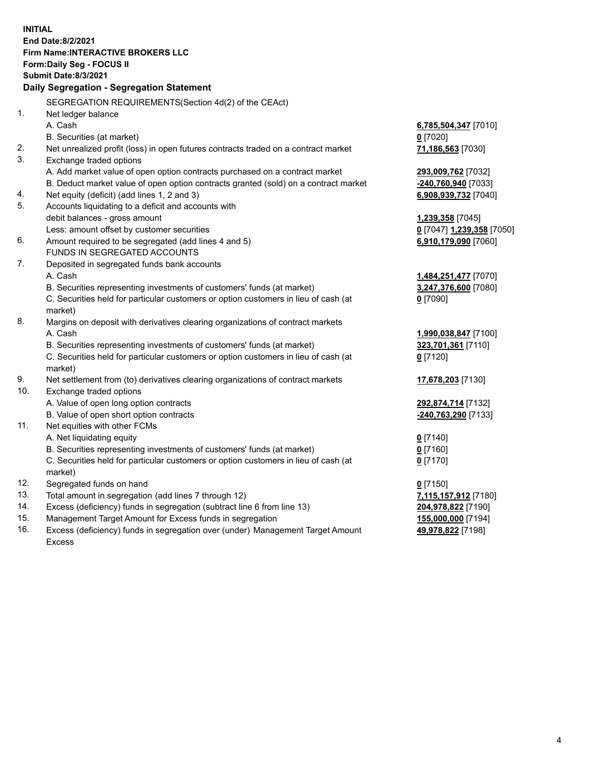**INITIAL**
**End Date:8/2/2021**
**Firm Name:INTERACTIVE BROKERS LLC**
**Form:Daily Seg - FOCUS II**
**Submit Date:8/3/2021**

## Daily Segregation - Segregation Statement

SEGREGATION REQUIREMENTS(Section 4d(2) of the CEAct)

| | | |
|---|---|---|
| 1. | Net ledger balance | |
| | A. Cash | **6,785,504,347** [7010] |
| | B. Securities (at market) | **0** [7020] |
| 2. | Net unrealized profit (loss) in open futures contracts traded on a contract market | **71,186,563** [7030] |
| 3. | Exchange traded options | |
| | A. Add market value of open option contracts purchased on a contract market | **293,009,762** [7032] |
| | B. Deduct market value of open option contracts granted (sold) on a contract market | **-240,760,940** [7033] |
| 4. | Net equity (deficit) (add lines 1, 2 and 3) | **6,908,939,732** [7040] |
| 5. | Accounts liquidating to a deficit and accounts with | |
| | debit balances - gross amount | **1,239,358** [7045] |
| | Less: amount offset by customer securities | **0** [7047] **1,239,358** [7050] |
| 6. | Amount required to be segregated (add lines 4 and 5) | **6,910,179,090** [7060] |
| | FUNDS IN SEGREGATED ACCOUNTS | |
| 7. | Deposited in segregated funds bank accounts | |
| | A. Cash | **1,484,251,477** [7070] |
| | B. Securities representing investments of customers' funds (at market) | **3,247,376,600** [7080] |
| | C. Securities held for particular customers or option customers in lieu of cash (at market) | **0** [7090] |
| 8. | Margins on deposit with derivatives clearing organizations of contract markets | |
| | A. Cash | **1,990,038,847** [7100] |
| | B. Securities representing investments of customers' funds (at market) | **323,701,361** [7110] |
| | C. Securities held for particular customers or option customers in lieu of cash (at market) | **0** [7120] |
| 9. | Net settlement from (to) derivatives clearing organizations of contract markets | **17,678,203** [7130] |
| 10. | Exchange traded options | |
| | A. Value of open long option contracts | **292,874,714** [7132] |
| | B. Value of open short option contracts | **-240,763,290** [7133] |
| 11. | Net equities with other FCMs | |
| | A. Net liquidating equity | **0** [7140] |
| | B. Securities representing investments of customers' funds (at market) | **0** [7160] |
| | C. Securities held for particular customers or option customers in lieu of cash (at market) | **0** [7170] |
| 12. | Segregated funds on hand | **0** [7150] |
| 13. | Total amount in segregation (add lines 7 through 12) | **7,115,157,912** [7180] |
| 14. | Excess (deficiency) funds in segregation (subtract line 6 from line 13) | **204,978,822** [7190] |
| 15. | Management Target Amount for Excess funds in segregation | **155,000,000** [7194] |
| 16. | Excess (deficiency) funds in segregation over (under) Management Target Amount Excess | **49,978,822** [7198] |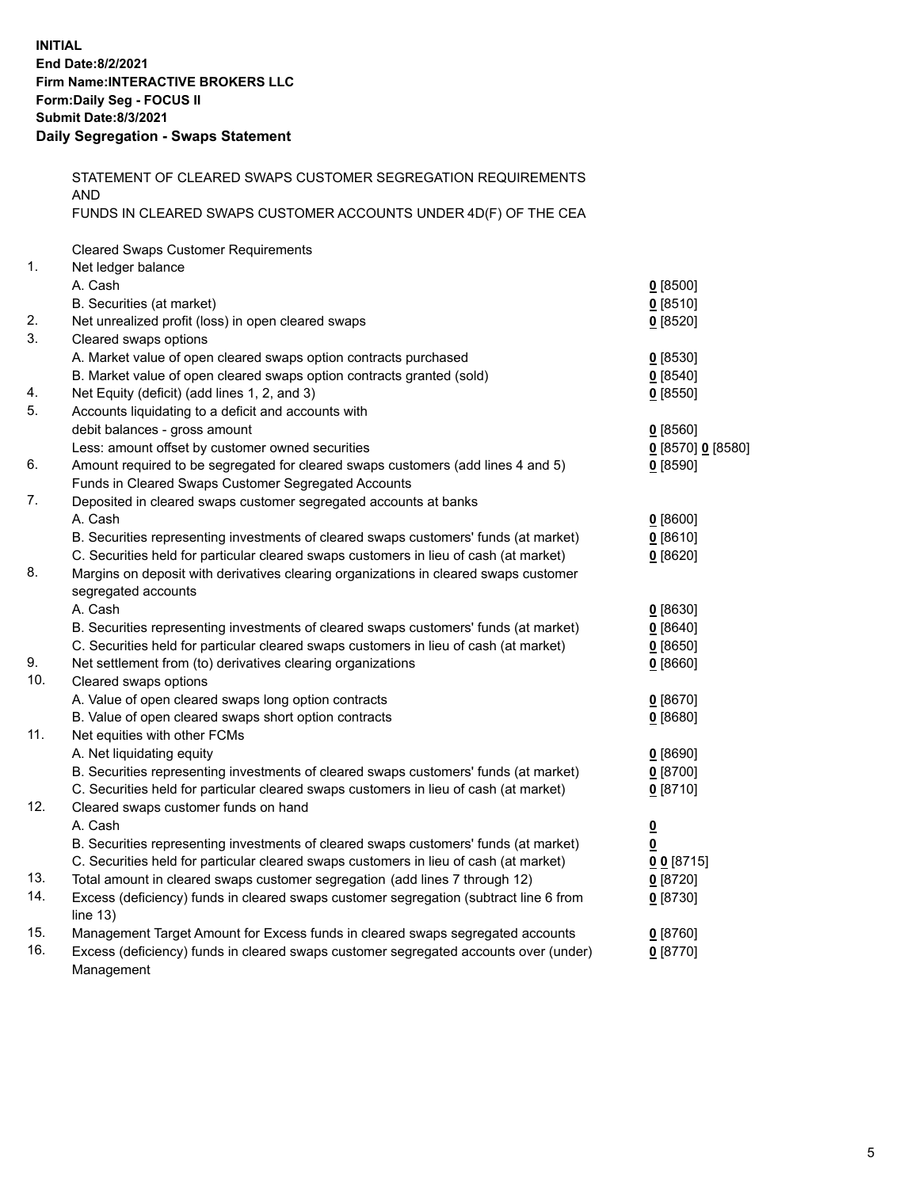**INITIAL**
**End Date:8/2/2021**
**Firm Name:INTERACTIVE BROKERS LLC**
**Form:Daily Seg - FOCUS II**
**Submit Date:8/3/2021**
**Daily Segregation - Swaps Statement**

STATEMENT OF CLEARED SWAPS CUSTOMER SEGREGATION REQUIREMENTS AND FUNDS IN CLEARED SWAPS CUSTOMER ACCOUNTS UNDER 4D(F) OF THE CEA

| | | |
|---|---|---|
| | Cleared Swaps Customer Requirements | |
| 1. | Net ledger balance | |
| | A. Cash | 0 [8500] |
| | B. Securities (at market) | 0 [8510] |
| 2. | Net unrealized profit (loss) in open cleared swaps | 0 [8520] |
| 3. | Cleared swaps options | |
| | A. Market value of open cleared swaps option contracts purchased | 0 [8530] |
| | B. Market value of open cleared swaps option contracts granted (sold) | 0 [8540] |
| 4. | Net Equity (deficit) (add lines 1, 2, and 3) | 0 [8550] |
| 5. | Accounts liquidating to a deficit and accounts with debit balances - gross amount | 0 [8560] |
| | Less: amount offset by customer owned securities | 0 [8570] 0 [8580] |
| 6. | Amount required to be segregated for cleared swaps customers (add lines 4 and 5) | 0 [8590] |
| | Funds in Cleared Swaps Customer Segregated Accounts | |
| 7. | Deposited in cleared swaps customer segregated accounts at banks | |
| | A. Cash | 0 [8600] |
| | B. Securities representing investments of cleared swaps customers' funds (at market) | 0 [8610] |
| | C. Securities held for particular cleared swaps customers in lieu of cash (at market) | 0 [8620] |
| 8. | Margins on deposit with derivatives clearing organizations in cleared swaps customer segregated accounts | |
| | A. Cash | 0 [8630] |
| | B. Securities representing investments of cleared swaps customers' funds (at market) | 0 [8640] |
| | C. Securities held for particular cleared swaps customers in lieu of cash (at market) | 0 [8650] |
| 9. | Net settlement from (to) derivatives clearing organizations | 0 [8660] |
| 10. | Cleared swaps options | |
| | A. Value of open cleared swaps long option contracts | 0 [8670] |
| | B. Value of open cleared swaps short option contracts | 0 [8680] |
| 11. | Net equities with other FCMs | |
| | A. Net liquidating equity | 0 [8690] |
| | B. Securities representing investments of cleared swaps customers' funds (at market) | 0 [8700] |
| | C. Securities held for particular cleared swaps customers in lieu of cash (at market) | 0 [8710] |
| 12. | Cleared swaps customer funds on hand | |
| | A. Cash | 0 |
| | B. Securities representing investments of cleared swaps customers' funds (at market) | 0 |
| | C. Securities held for particular cleared swaps customers in lieu of cash (at market) | 0 0 [8715] |
| 13. | Total amount in cleared swaps customer segregation (add lines 7 through 12) | 0 [8720] |
| 14. | Excess (deficiency) funds in cleared swaps customer segregation (subtract line 6 from line 13) | 0 [8730] |
| 15. | Management Target Amount for Excess funds in cleared swaps segregated accounts | 0 [8760] |
| 16. | Excess (deficiency) funds in cleared swaps customer segregated accounts over (under) Management | 0 [8770] |